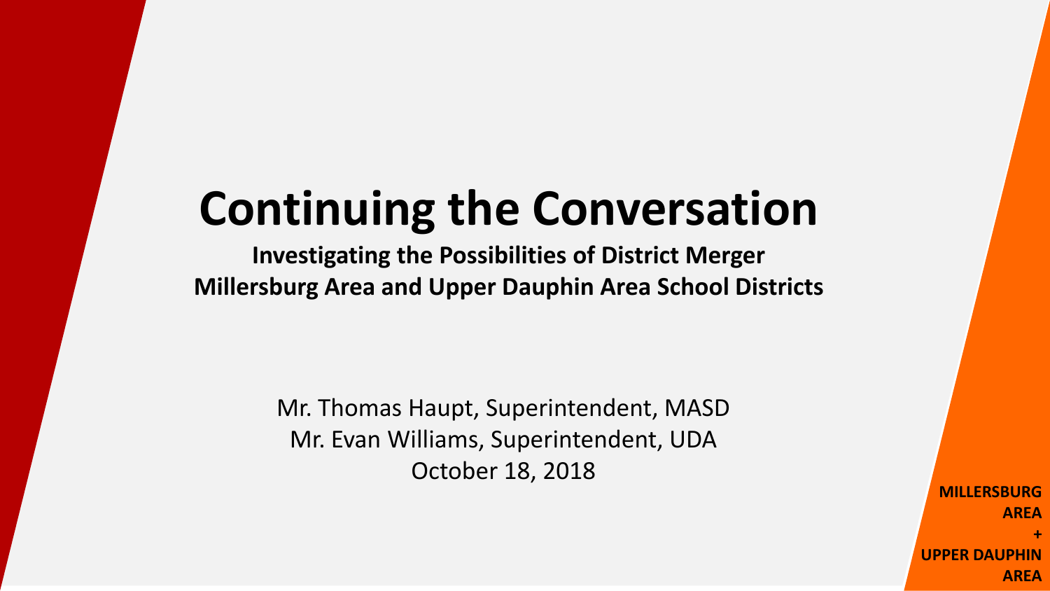# Continuing the Conversation

**Investigating the Possibilities of District Merger**
**Millersburg Area and Upper Dauphin Area School Districts**

Mr. Thomas Haupt, Superintendent, MASD
Mr. Evan Williams, Superintendent, UDA
October 18, 2018

**MILLERSBURG AREA**
**+**
**UPPER DAUPHIN AREA**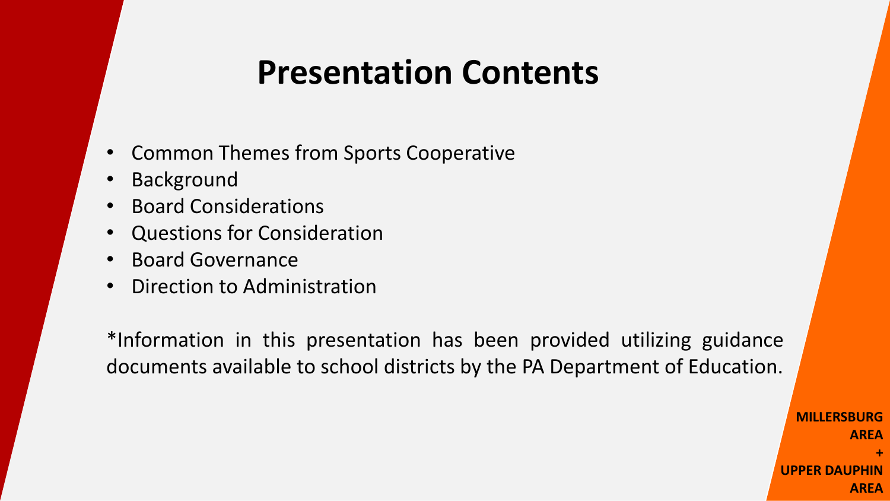# Presentation Contents

- Common Themes from Sports Cooperative
- Background
- Board Considerations
- Questions for Consideration
- Board Governance
- Direction to Administration

*Information in this presentation has been provided utilizing guidance documents available to school districts by the PA Department of Education.

**MILLERSBURG AREA + UPPER DAUPHIN AREA**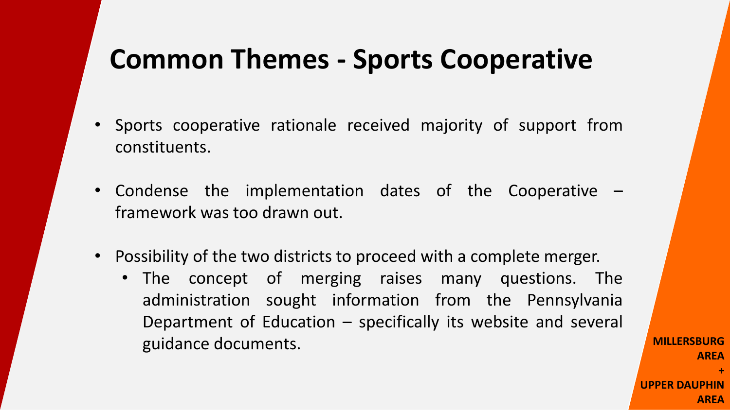# Common Themes - Sports Cooperative

- Sports cooperative rationale received majority of support from constituents.
- Condense the implementation dates of the Cooperative – framework was too drawn out.
- Possibility of the two districts to proceed with a complete merger.
  - The concept of merging raises many questions. The administration sought information from the Pennsylvania Department of Education – specifically its website and several guidance documents.

**MILLERSBURG AREA + UPPER DAUPHIN AREA**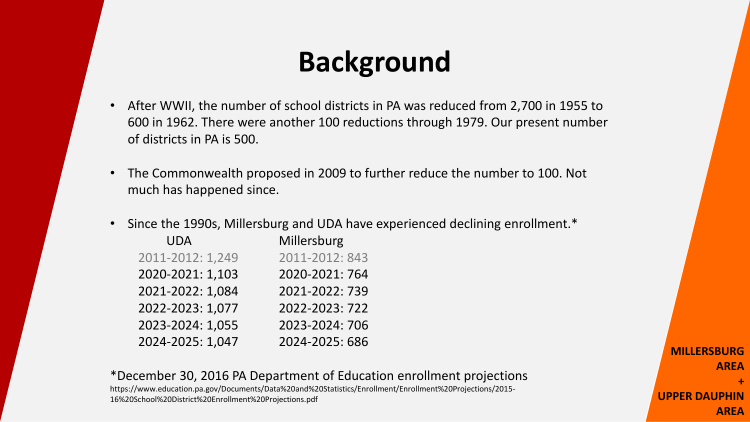# Background

- After WWII, the number of school districts in PA was reduced from 2,700 in 1955 to 600 in 1962. There were another 100 reductions through 1979. Our present number of districts in PA is 500.
- The Commonwealth proposed in 2009 to further reduce the number to 100. Not much has happened since.
- Since the 1990s, Millersburg and UDA have experienced declining enrollment.*

| UDA | Millersburg |
| --- | --- |
| 2011-2012: 1,249 | 2011-2012: 843 |
| 2020-2021: 1,103 | 2020-2021: 764 |
| 2021-2022: 1,084 | 2021-2022: 739 |
| 2022-2023: 1,077 | 2022-2023: 722 |
| 2023-2024: 1,055 | 2023-2024: 706 |
| 2024-2025: 1,047 | 2024-2025: 686 |

*December 30, 2016 PA Department of Education enrollment projections
https://www.education.pa.gov/Documents/Data%20and%20Statistics/Enrollment/Enrollment%20Projections/2015-16%20School%20District%20Enrollment%20Projections.pdf

**MILLERSBURG AREA + UPPER DAUPHIN AREA**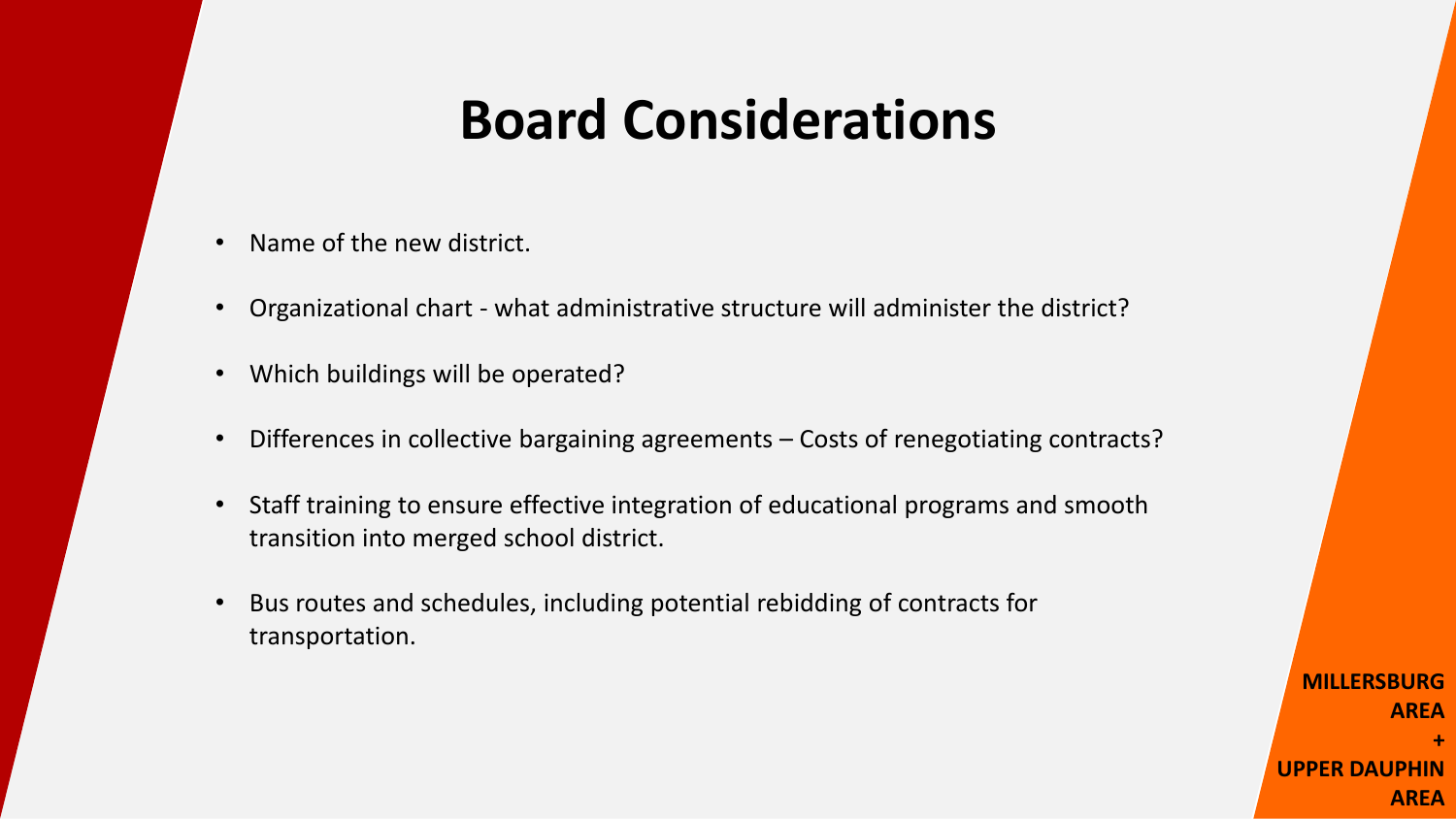# Board Considerations

- Name of the new district.
- Organizational chart - what administrative structure will administer the district?
- Which buildings will be operated?
- Differences in collective bargaining agreements – Costs of renegotiating contracts?
- Staff training to ensure effective integration of educational programs and smooth transition into merged school district.
- Bus routes and schedules, including potential rebidding of contracts for transportation.

**MILLERSBURG AREA + UPPER DAUPHIN AREA**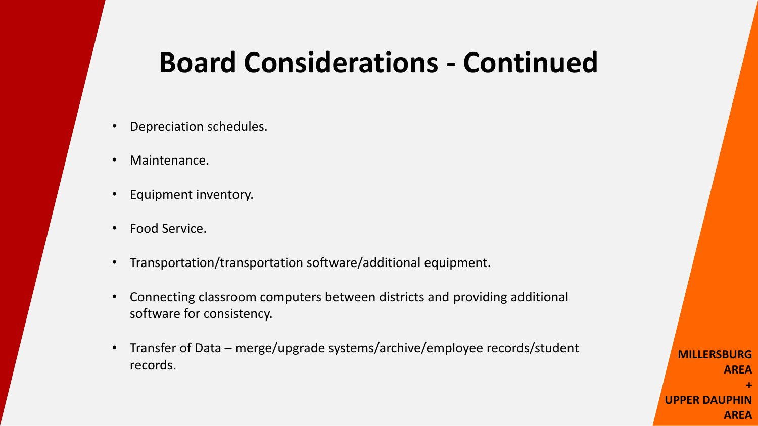# Board Considerations - Continued

- Depreciation schedules.
- Maintenance.
- Equipment inventory.
- Food Service.
- Transportation/transportation software/additional equipment.
- Connecting classroom computers between districts and providing additional software for consistency.
- Transfer of Data – merge/upgrade systems/archive/employee records/student records.

**MILLERSBURG AREA + UPPER DAUPHIN AREA**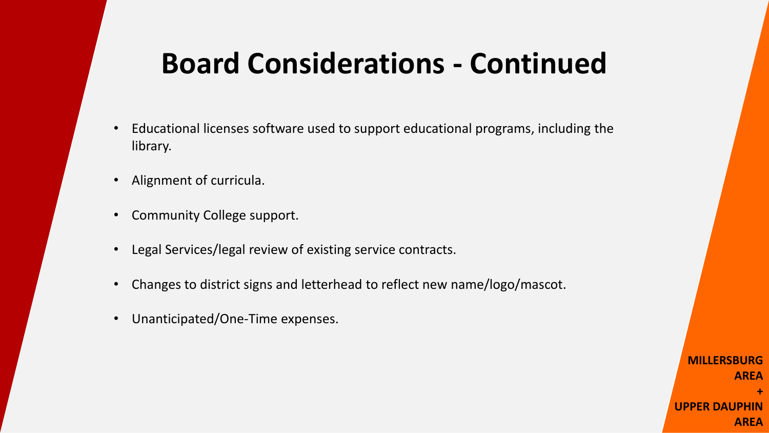# Board Considerations - Continued

- Educational licenses software used to support educational programs, including the library.
- Alignment of curricula.
- Community College support.
- Legal Services/legal review of existing service contracts.
- Changes to district signs and letterhead to reflect new name/logo/mascot.
- Unanticipated/One-Time expenses.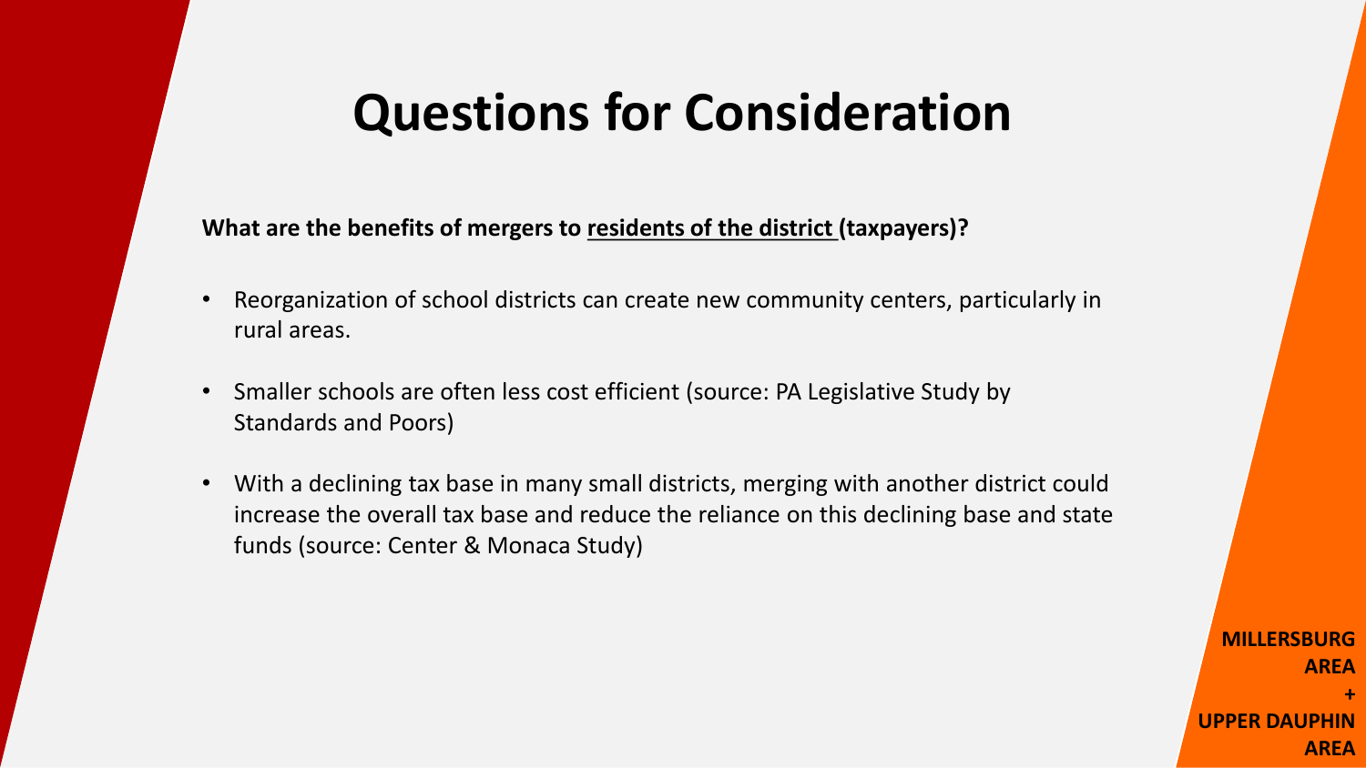# Questions for Consideration

**What are the benefits of mergers to <u>residents of the district</u> (taxpayers)?**

- Reorganization of school districts can create new community centers, particularly in rural areas.
- Smaller schools are often less cost efficient (source: PA Legislative Study by Standards and Poors)
- With a declining tax base in many small districts, merging with another district could increase the overall tax base and reduce the reliance on this declining base and state funds (source: Center & Monaca Study)

**MILLERSBURG AREA + UPPER DAUPHIN AREA**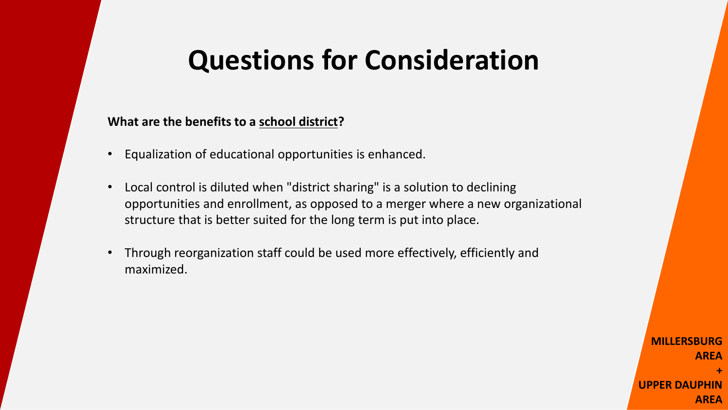# Questions for Consideration

**What are the benefits to a school district?**

- Equalization of educational opportunities is enhanced.
- Local control is diluted when "district sharing" is a solution to declining opportunities and enrollment, as opposed to a merger where a new organizational structure that is better suited for the long term is put into place.
- Through reorganization staff could be used more effectively, efficiently and maximized.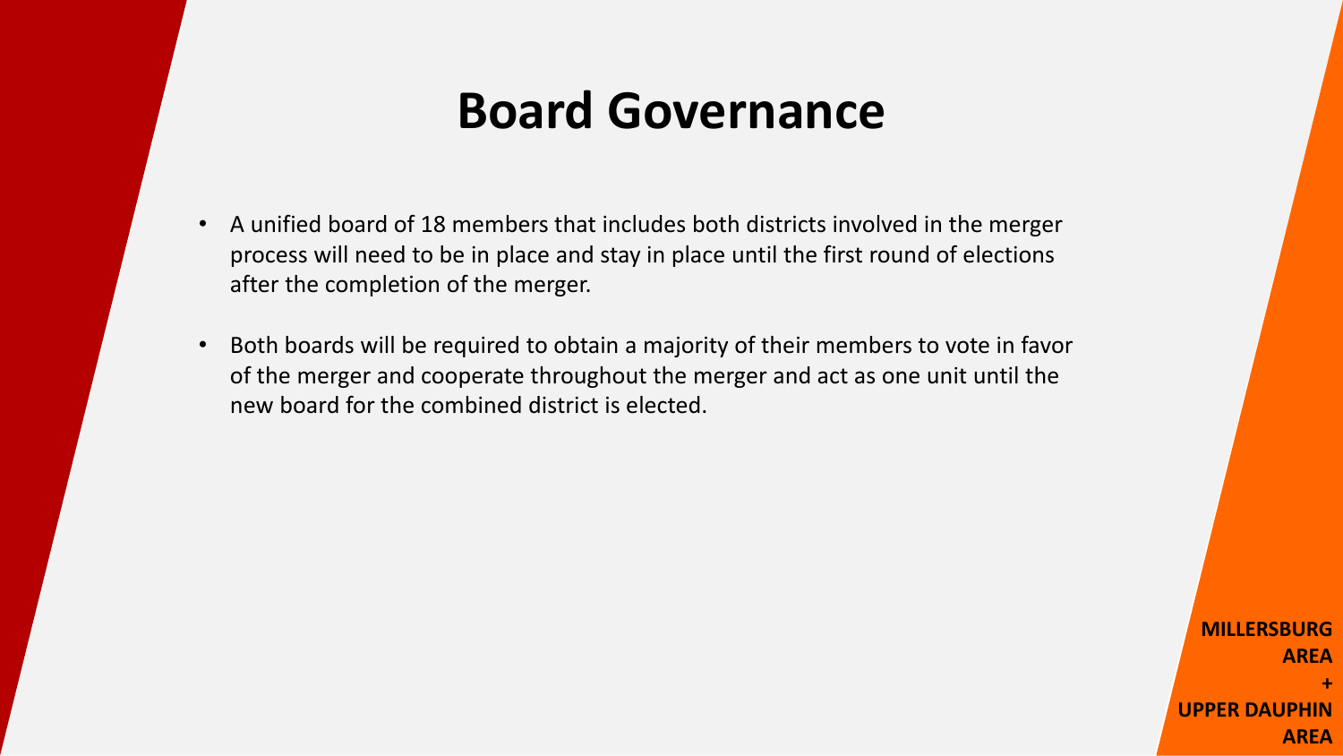# Board Governance

- A unified board of 18 members that includes both districts involved in the merger process will need to be in place and stay in place until the first round of elections after the completion of the merger.
- Both boards will be required to obtain a majority of their members to vote in favor of the merger and cooperate throughout the merger and act as one unit until the new board for the combined district is elected.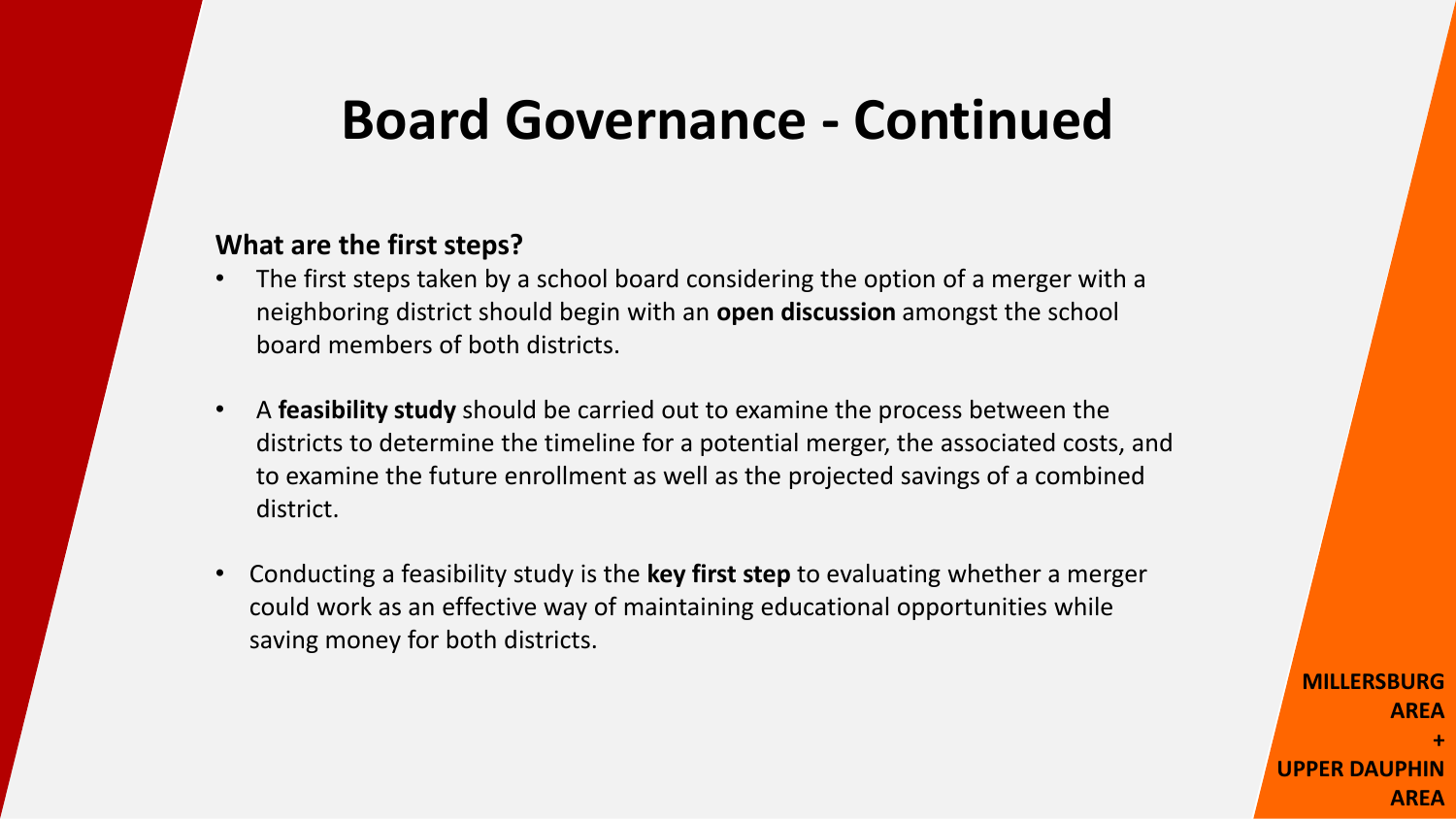# Board Governance - Continued

**What are the first steps?**

- The first steps taken by a school board considering the option of a merger with a neighboring district should begin with an **open discussion** amongst the school board members of both districts.
- A **feasibility study** should be carried out to examine the process between the districts to determine the timeline for a potential merger, the associated costs, and to examine the future enrollment as well as the projected savings of a combined district.
- Conducting a feasibility study is the **key first step** to evaluating whether a merger could work as an effective way of maintaining educational opportunities while saving money for both districts.

**MILLERSBURG AREA + UPPER DAUPHIN AREA**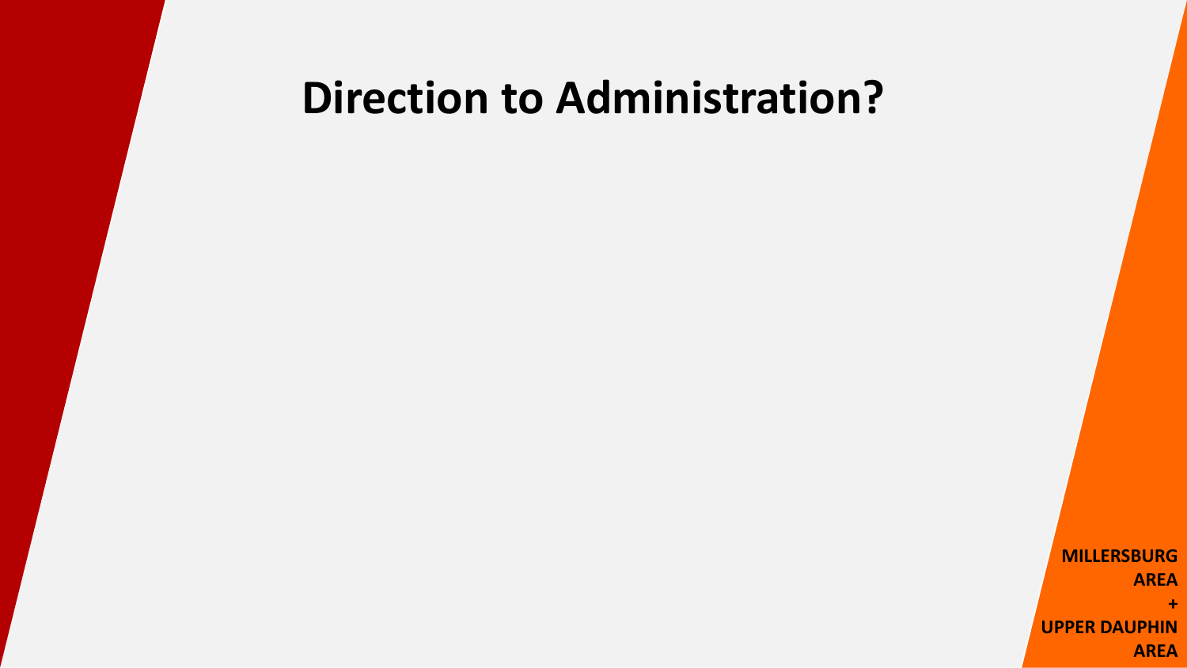# Direction to Administration?